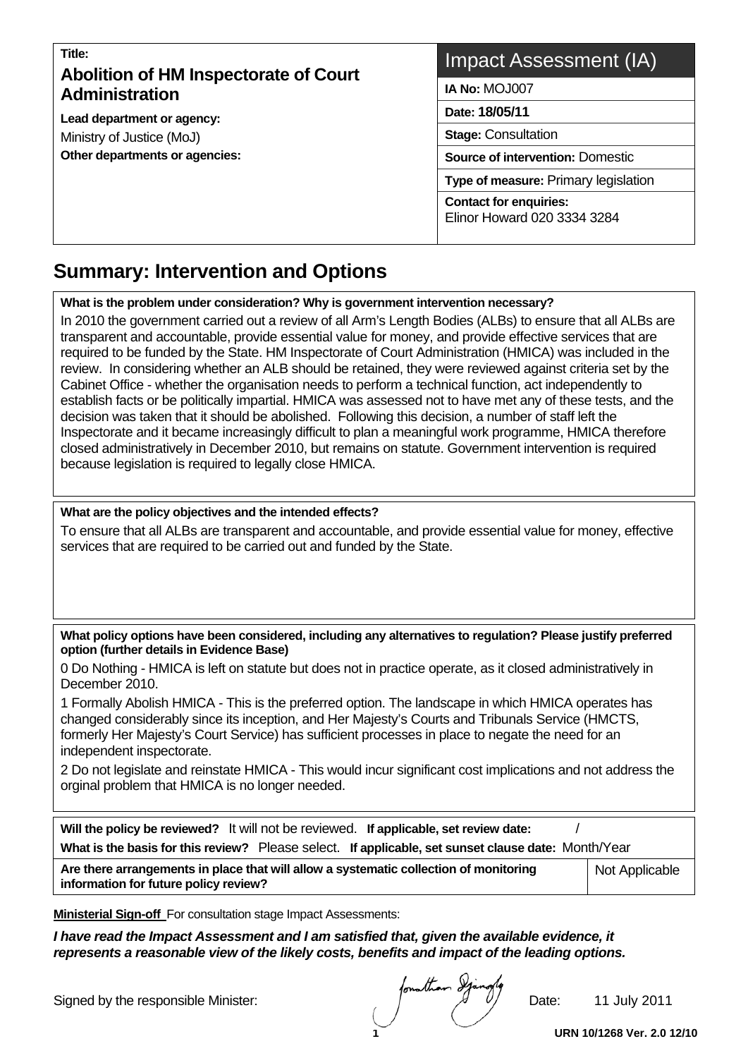**Title:**

## Abolition of HM Inspectorate of Court Administration

**Lead department or agency:**

Ministry of Justice (MoJ)

**Other departments or agencies:**

# Impact Assessment (IA)

**IA No:** MOJ007

**Date: 18/05/11**

**Stage:** Consultation

**Source of intervention:** Domestic

**Type of measure:** Primary legislation

**Contact for enquiries:**
Elinor Howard 020 3334 3284

# Summary: Intervention and Options

**What is the problem under consideration? Why is government intervention necessary?**

In 2010 the government carried out a review of all Arm's Length Bodies (ALBs) to ensure that all ALBs are transparent and accountable, provide essential value for money, and provide effective services that are required to be funded by the State. HM Inspectorate of Court Administration (HMICA) was included in the review. In considering whether an ALB should be retained, they were reviewed against criteria set by the Cabinet Office - whether the organisation needs to perform a technical function, act independently to establish facts or be politically impartial. HMICA was assessed not to have met any of these tests, and the decision was taken that it should be abolished. Following this decision, a number of staff left the Inspectorate and it became increasingly difficult to plan a meaningful work programme, HMICA therefore closed administratively in December 2010, but remains on statute. Government intervention is required because legislation is required to legally close HMICA.

**What are the policy objectives and the intended effects?**

To ensure that all ALBs are transparent and accountable, and provide essential value for money, effective services that are required to be carried out and funded by the State.

**What policy options have been considered, including any alternatives to regulation? Please justify preferred option (further details in Evidence Base)**

0 Do Nothing - HMICA is left on statute but does not in practice operate, as it closed administratively in December 2010.

1 Formally Abolish HMICA - This is the preferred option. The landscape in which HMICA operates has changed considerably since its inception, and Her Majesty's Courts and Tribunals Service (HMCTS, formerly Her Majesty's Court Service) has sufficient processes in place to negate the need for an independent inspectorate.

2 Do not legislate and reinstate HMICA - This would incur significant cost implications and not address the orginal problem that HMICA is no longer needed.

**Will the policy be reviewed?** It will not be reviewed. **If applicable, set review date:** /

**What is the basis for this review?** Please select. **If applicable, set sunset clause date:** Month/Year

| **Are there arrangements in place that will allow a systematic collection of monitoring information for future policy review?** | Not Applicable |
|---|---|

**Ministerial Sign-off** For consultation stage Impact Assessments:

***I have read the Impact Assessment and I am satisfied that, given the available evidence, it represents a reasonable view of the likely costs, benefits and impact of the leading options.***

Signed by the responsible Minister: Jonathan Djanogly Date: 11 July 2011

URN 10/1268 Ver. 2.0 12/10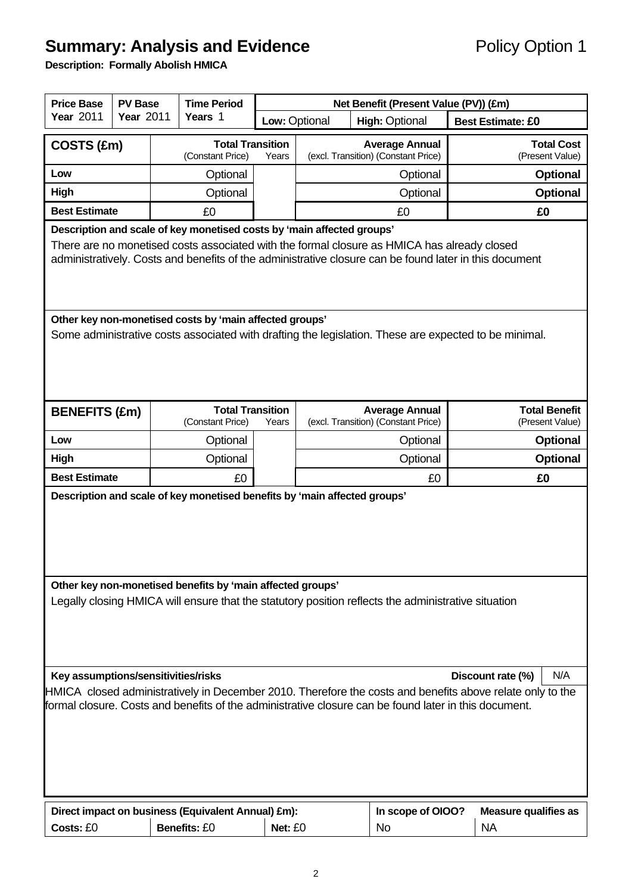# Summary: Analysis and Evidence

Policy Option 1

**Description: Formally Abolish HMICA**

| **Price Base Year** 2011 | **PV Base Year** 2011 | **Time Period Years** 1 | **Net Benefit (Present Value (PV)) (£m)** | | |
|---|---|---|---|---|---|
| | | | **Low:** Optional | **High:** Optional | **Best Estimate: £0** |

| **COSTS (£m)** | **Total Transition** (Constant Price) | Years | **Average Annual** (excl. Transition) (Constant Price) | **Total Cost** (Present Value) |
|---|---|---|---|---|
| **Low** | Optional | | Optional | **Optional** |
| **High** | Optional | | Optional | **Optional** |
| **Best Estimate** | £0 | | £0 | **£0** |

**Description and scale of key monetised costs by 'main affected groups'**

There are no monetised costs associated with the formal closure as HMICA has already closed administratively. Costs and benefits of the administrative closure can be found later in this document

**Other key non-monetised costs by 'main affected groups'**

Some administrative costs associated with drafting the legislation. These are expected to be minimal.

| **BENEFITS (£m)** | **Total Transition** (Constant Price) | Years | **Average Annual** (excl. Transition) (Constant Price) | **Total Benefit** (Present Value) |
|---|---|---|---|---|
| **Low** | Optional | | Optional | **Optional** |
| **High** | Optional | | Optional | **Optional** |
| **Best Estimate** | £0 | | £0 | **£0** |

**Description and scale of key monetised benefits by 'main affected groups'**

**Other key non-monetised benefits by 'main affected groups'**

Legally closing HMICA will ensure that the statutory position reflects the administrative situation

**Key assumptions/sensitivities/risks** — **Discount rate (%)** N/A

HMICA closed administratively in December 2010. Therefore the costs and benefits above relate only to the formal closure. Costs and benefits of the administrative closure can be found later in this document.

| **Direct impact on business (Equivalent Annual) £m):** | | | **In scope of OIOO?** | **Measure qualifies as** |
|---|---|---|---|---|
| **Costs:** £0 | **Benefits:** £0 | **Net:** £0 | No | NA |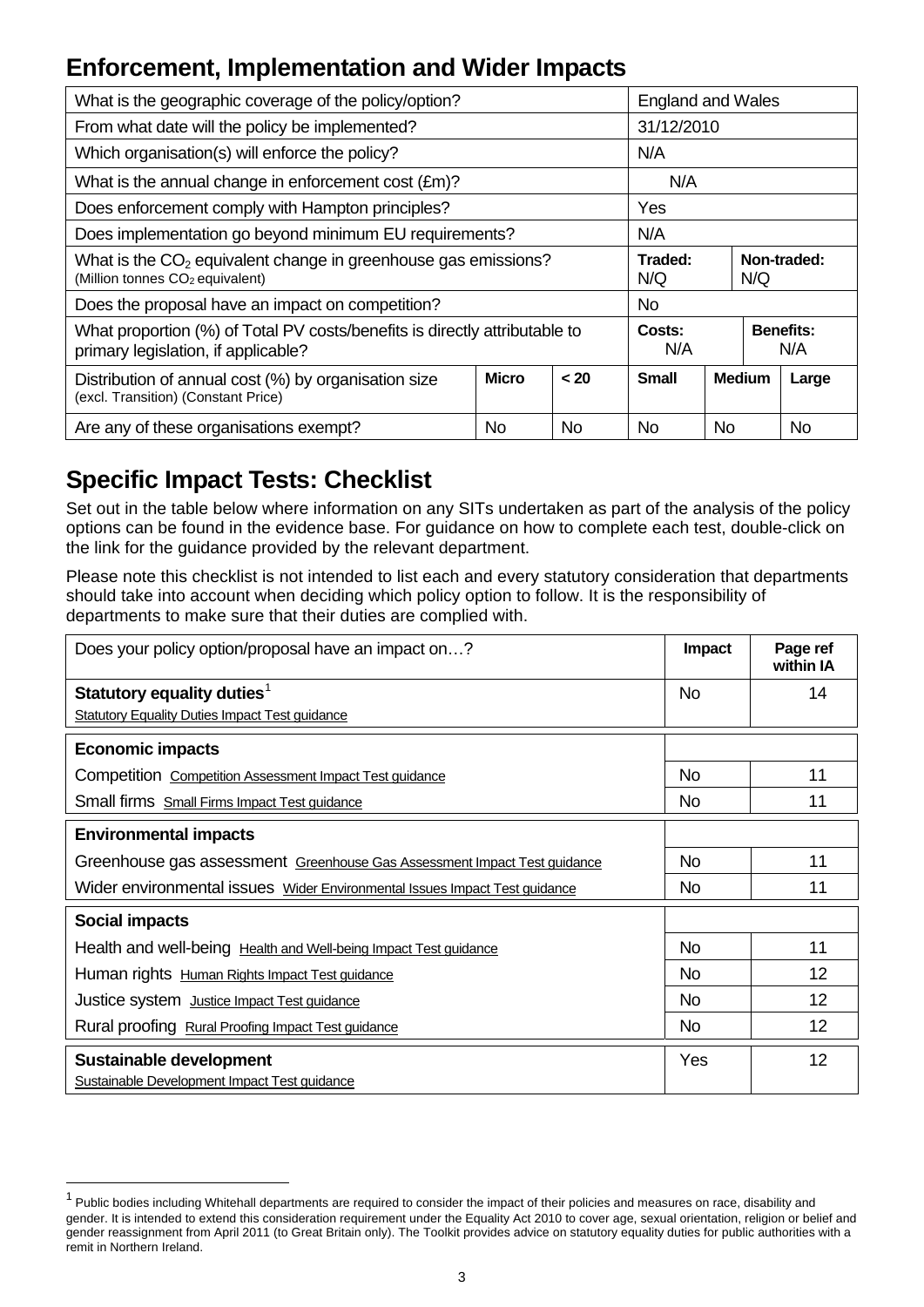## Enforcement, Implementation and Wider Impacts

| | | | | | | |
|---|---|---|---|---|---|---|
| What is the geographic coverage of the policy/option? | | | England and Wales | | | |
| From what date will the policy be implemented? | | | 31/12/2010 | | | |
| Which organisation(s) will enforce the policy? | | | N/A | | | |
| What is the annual change in enforcement cost (£m)? | | | N/A | | | |
| Does enforcement comply with Hampton principles? | | | Yes | | | |
| Does implementation go beyond minimum EU requirements? | | | N/A | | | |
| What is the $CO_2$ equivalent change in greenhouse gas emissions? (Million tonnes $CO_2$ equivalent) | | | **Traded:** N/Q | | **Non-traded:** N/Q | |
| Does the proposal have an impact on competition? | | | No | | | |
| What proportion (%) of Total PV costs/benefits is directly attributable to primary legislation, if applicable? | | | **Costs:** N/A | | **Benefits:** N/A | |
| Distribution of annual cost (%) by organisation size (excl. Transition) (Constant Price) | **Micro** | **< 20** | **Small** | **Medium** | | **Large** |
| Are any of these organisations exempt? | No | No | No | No | | No |

## Specific Impact Tests: Checklist

Set out in the table below where information on any SITs undertaken as part of the analysis of the policy options can be found in the evidence base. For guidance on how to complete each test, double-click on the link for the guidance provided by the relevant department.

Please note this checklist is not intended to list each and every statutory consideration that departments should take into account when deciding which policy option to follow. It is the responsibility of departments to make sure that their duties are complied with.

| Does your policy option/proposal have an impact on…? | **Impact** | **Page ref within IA** |
|---|---|---|
| **Statutory equality duties**[1] Statutory Equality Duties Impact Test guidance | No | 14 |
| **Economic impacts** | | |
| Competition Competition Assessment Impact Test guidance | No | 11 |
| Small firms Small Firms Impact Test guidance | No | 11 |
| **Environmental impacts** | | |
| Greenhouse gas assessment Greenhouse Gas Assessment Impact Test guidance | No | 11 |
| Wider environmental issues Wider Environmental Issues Impact Test guidance | No | 11 |
| **Social impacts** | | |
| Health and well-being Health and Well-being Impact Test guidance | No | 11 |
| Human rights Human Rights Impact Test guidance | No | 12 |
| Justice system Justice Impact Test guidance | No | 12 |
| Rural proofing Rural Proofing Impact Test guidance | No | 12 |
| **Sustainable development** Sustainable Development Impact Test guidance | Yes | 12 |

[1] Public bodies including Whitehall departments are required to consider the impact of their policies and measures on race, disability and gender. It is intended to extend this consideration requirement under the Equality Act 2010 to cover age, sexual orientation, religion or belief and gender reassignment from April 2011 (to Great Britain only). The Toolkit provides advice on statutory equality duties for public authorities with a remit in Northern Ireland.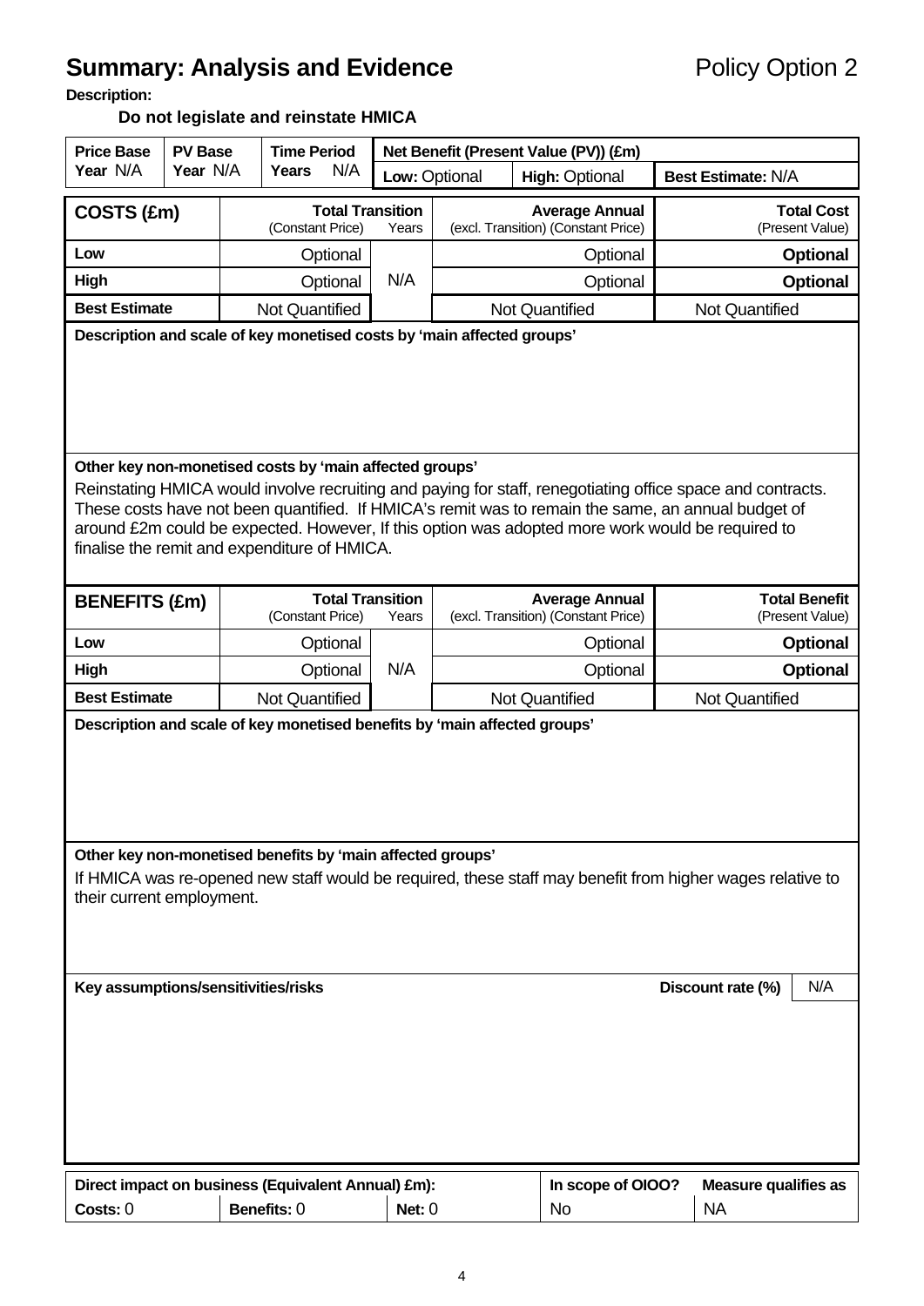# Summary: Analysis and Evidence

Policy Option 2

**Description:**

**Do not legislate and reinstate HMICA**

| Price Base Year N/A | PV Base Year N/A | Time Period Years N/A | Net Benefit (Present Value (PV)) (£m) | | |
|---|---|---|---|---|---|
| | | | Low: Optional | High: Optional | Best Estimate: N/A |

| COSTS (£m) | Total Transition (Constant Price) | Years | Average Annual (excl. Transition) (Constant Price) | Total Cost (Present Value) |
|---|---|---|---|---|
| Low | Optional | N/A | Optional | **Optional** |
| High | Optional | | Optional | **Optional** |
| Best Estimate | Not Quantified | | Not Quantified | Not Quantified |

**Description and scale of key monetised costs by 'main affected groups'**

**Other key non-monetised costs by 'main affected groups'**

Reinstating HMICA would involve recruiting and paying for staff, renegotiating office space and contracts. These costs have not been quantified. If HMICA's remit was to remain the same, an annual budget of around £2m could be expected. However, If this option was adopted more work would be required to finalise the remit and expenditure of HMICA.

| BENEFITS (£m) | Total Transition (Constant Price) | Years | Average Annual (excl. Transition) (Constant Price) | Total Benefit (Present Value) |
|---|---|---|---|---|
| Low | Optional | N/A | Optional | **Optional** |
| High | Optional | | Optional | **Optional** |
| Best Estimate | Not Quantified | | Not Quantified | Not Quantified |

**Description and scale of key monetised benefits by 'main affected groups'**

**Other key non-monetised benefits by 'main affected groups'**

If HMICA was re-opened new staff would be required, these staff may benefit from higher wages relative to their current employment.

**Key assumptions/sensitivities/risks** | **Discount rate (%)** N/A

| Direct impact on business (Equivalent Annual) £m): | | | In scope of OIOO? | Measure qualifies as |
|---|---|---|---|---|
| Costs: 0 | Benefits: 0 | Net: 0 | No | NA |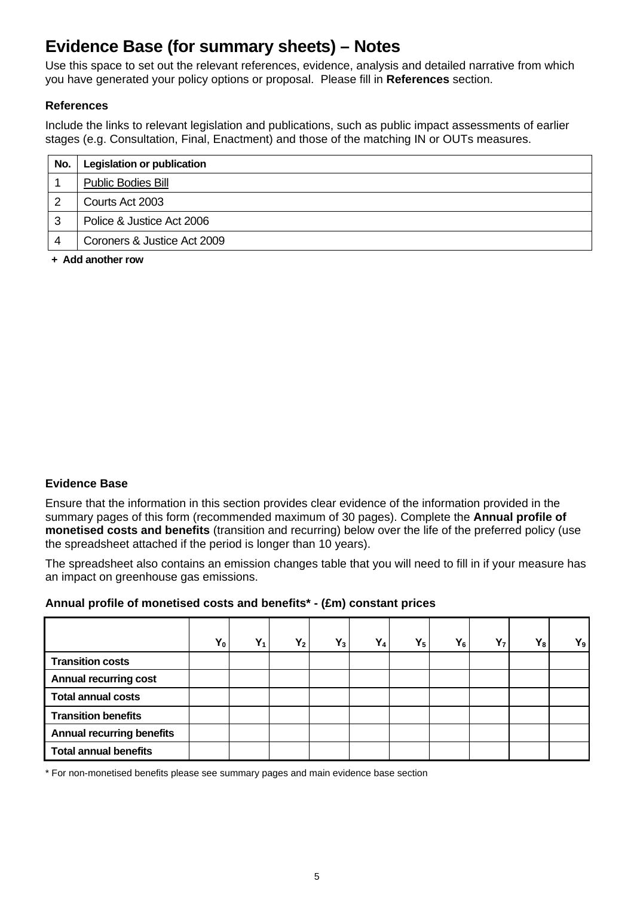# Evidence Base (for summary sheets) – Notes

Use this space to set out the relevant references, evidence, analysis and detailed narrative from which you have generated your policy options or proposal. Please fill in **References** section.

### References

Include the links to relevant legislation and publications, such as public impact assessments of earlier stages (e.g. Consultation, Final, Enactment) and those of the matching IN or OUTs measures.

| No. | Legislation or publication |
|---|---|
| 1 | Public Bodies Bill |
| 2 | Courts Act 2003 |
| 3 | Police & Justice Act 2006 |
| 4 | Coroners & Justice Act 2009 |

**+ Add another row**

### Evidence Base

Ensure that the information in this section provides clear evidence of the information provided in the summary pages of this form (recommended maximum of 30 pages). Complete the **Annual profile of monetised costs and benefits** (transition and recurring) below over the life of the preferred policy (use the spreadsheet attached if the period is longer than 10 years).

The spreadsheet also contains an emission changes table that you will need to fill in if your measure has an impact on greenhouse gas emissions.

### Annual profile of monetised costs and benefits* - (£m) constant prices

| | $Y_0$ | $Y_1$ | $Y_2$ | $Y_3$ | $Y_4$ | $Y_5$ | $Y_6$ | $Y_7$ | $Y_8$ | $Y_9$ |
|---|---|---|---|---|---|---|---|---|---|---|
| **Transition costs** | | | | | | | | | | |
| **Annual recurring cost** | | | | | | | | | | |
| **Total annual costs** | | | | | | | | | | |
| **Transition benefits** | | | | | | | | | | |
| **Annual recurring benefits** | | | | | | | | | | |
| **Total annual benefits** | | | | | | | | | | |

* For non-monetised benefits please see summary pages and main evidence base section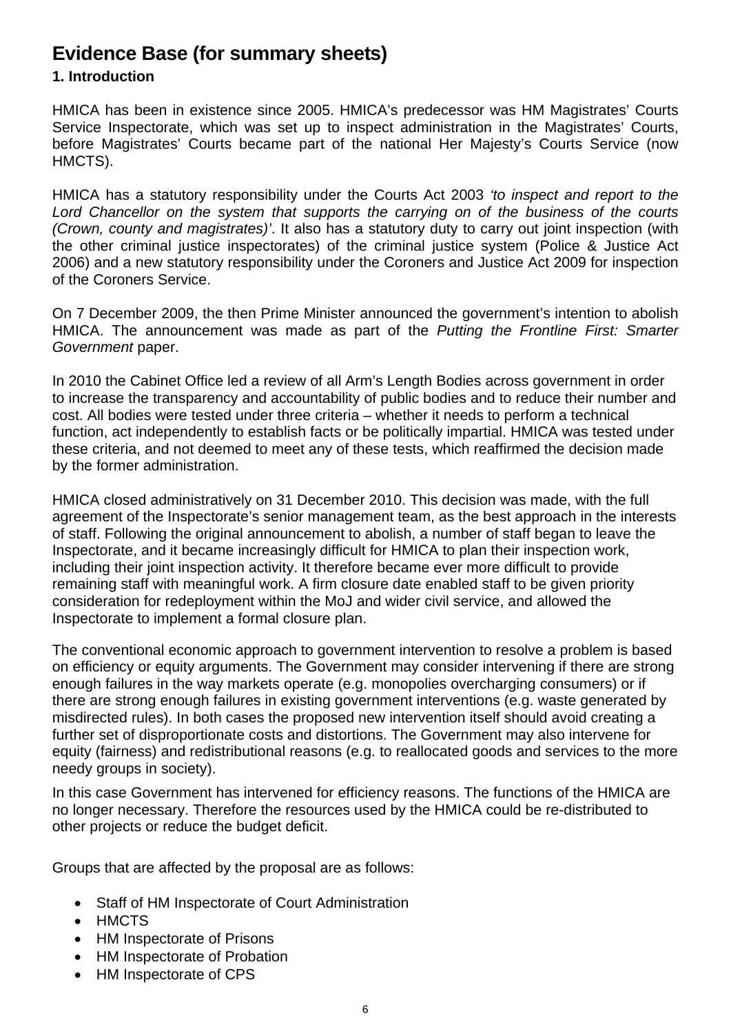# Evidence Base (for summary sheets)

### 1. Introduction

HMICA has been in existence since 2005. HMICA's predecessor was HM Magistrates' Courts Service Inspectorate, which was set up to inspect administration in the Magistrates' Courts, before Magistrates' Courts became part of the national Her Majesty's Courts Service (now HMCTS).

HMICA has a statutory responsibility under the Courts Act 2003 *'to inspect and report to the Lord Chancellor on the system that supports the carrying on of the business of the courts (Crown, county and magistrates)'*. It also has a statutory duty to carry out joint inspection (with the other criminal justice inspectorates) of the criminal justice system (Police & Justice Act 2006) and a new statutory responsibility under the Coroners and Justice Act 2009 for inspection of the Coroners Service.

On 7 December 2009, the then Prime Minister announced the government's intention to abolish HMICA. The announcement was made as part of the *Putting the Frontline First: Smarter Government* paper.

In 2010 the Cabinet Office led a review of all Arm's Length Bodies across government in order to increase the transparency and accountability of public bodies and to reduce their number and cost. All bodies were tested under three criteria – whether it needs to perform a technical function, act independently to establish facts or be politically impartial. HMICA was tested under these criteria, and not deemed to meet any of these tests, which reaffirmed the decision made by the former administration.

HMICA closed administratively on 31 December 2010. This decision was made, with the full agreement of the Inspectorate's senior management team, as the best approach in the interests of staff. Following the original announcement to abolish, a number of staff began to leave the Inspectorate, and it became increasingly difficult for HMICA to plan their inspection work, including their joint inspection activity. It therefore became ever more difficult to provide remaining staff with meaningful work. A firm closure date enabled staff to be given priority consideration for redeployment within the MoJ and wider civil service, and allowed the Inspectorate to implement a formal closure plan.

The conventional economic approach to government intervention to resolve a problem is based on efficiency or equity arguments. The Government may consider intervening if there are strong enough failures in the way markets operate (e.g. monopolies overcharging consumers) or if there are strong enough failures in existing government interventions (e.g. waste generated by misdirected rules). In both cases the proposed new intervention itself should avoid creating a further set of disproportionate costs and distortions. The Government may also intervene for equity (fairness) and redistributional reasons (e.g. to reallocated goods and services to the more needy groups in society).

In this case Government has intervened for efficiency reasons. The functions of the HMICA are no longer necessary. Therefore the resources used by the HMICA could be re-distributed to other projects or reduce the budget deficit.

Groups that are affected by the proposal are as follows:

- Staff of HM Inspectorate of Court Administration
- HMCTS
- HM Inspectorate of Prisons
- HM Inspectorate of Probation
- HM Inspectorate of CPS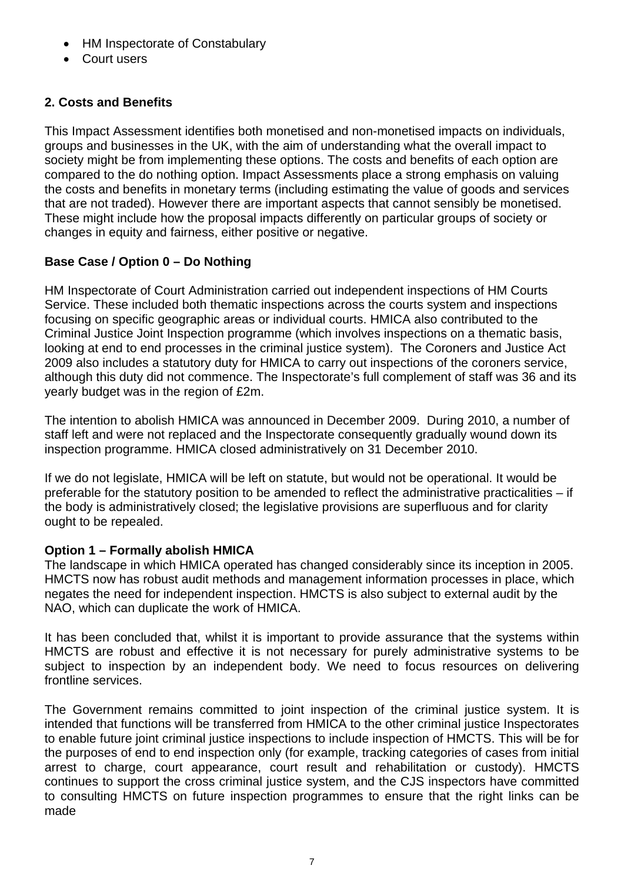- HM Inspectorate of Constabulary
- Court users

## 2. Costs and Benefits

This Impact Assessment identifies both monetised and non-monetised impacts on individuals, groups and businesses in the UK, with the aim of understanding what the overall impact to society might be from implementing these options. The costs and benefits of each option are compared to the do nothing option. Impact Assessments place a strong emphasis on valuing the costs and benefits in monetary terms (including estimating the value of goods and services that are not traded). However there are important aspects that cannot sensibly be monetised. These might include how the proposal impacts differently on particular groups of society or changes in equity and fairness, either positive or negative.

### Base Case / Option 0 – Do Nothing

HM Inspectorate of Court Administration carried out independent inspections of HM Courts Service. These included both thematic inspections across the courts system and inspections focusing on specific geographic areas or individual courts. HMICA also contributed to the Criminal Justice Joint Inspection programme (which involves inspections on a thematic basis, looking at end to end processes in the criminal justice system). The Coroners and Justice Act 2009 also includes a statutory duty for HMICA to carry out inspections of the coroners service, although this duty did not commence. The Inspectorate's full complement of staff was 36 and its yearly budget was in the region of £2m.

The intention to abolish HMICA was announced in December 2009. During 2010, a number of staff left and were not replaced and the Inspectorate consequently gradually wound down its inspection programme. HMICA closed administratively on 31 December 2010.

If we do not legislate, HMICA will be left on statute, but would not be operational. It would be preferable for the statutory position to be amended to reflect the administrative practicalities – if the body is administratively closed; the legislative provisions are superfluous and for clarity ought to be repealed.

### Option 1 – Formally abolish HMICA

The landscape in which HMICA operated has changed considerably since its inception in 2005. HMCTS now has robust audit methods and management information processes in place, which negates the need for independent inspection. HMCTS is also subject to external audit by the NAO, which can duplicate the work of HMICA.

It has been concluded that, whilst it is important to provide assurance that the systems within HMCTS are robust and effective it is not necessary for purely administrative systems to be subject to inspection by an independent body. We need to focus resources on delivering frontline services.

The Government remains committed to joint inspection of the criminal justice system. It is intended that functions will be transferred from HMICA to the other criminal justice Inspectorates to enable future joint criminal justice inspections to include inspection of HMCTS. This will be for the purposes of end to end inspection only (for example, tracking categories of cases from initial arrest to charge, court appearance, court result and rehabilitation or custody). HMCTS continues to support the cross criminal justice system, and the CJS inspectors have committed to consulting HMCTS on future inspection programmes to ensure that the right links can be made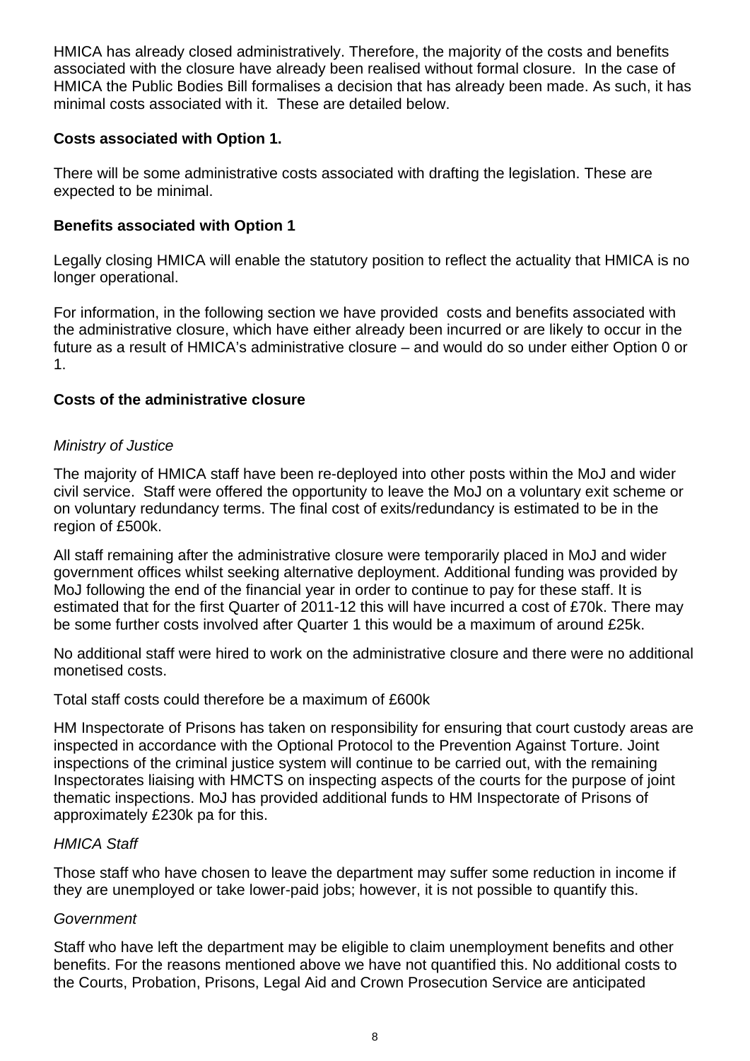HMICA has already closed administratively. Therefore, the majority of the costs and benefits associated with the closure have already been realised without formal closure. In the case of HMICA the Public Bodies Bill formalises a decision that has already been made. As such, it has minimal costs associated with it. These are detailed below.

**Costs associated with Option 1.**

There will be some administrative costs associated with drafting the legislation. These are expected to be minimal.

**Benefits associated with Option 1**

Legally closing HMICA will enable the statutory position to reflect the actuality that HMICA is no longer operational.

For information, in the following section we have provided costs and benefits associated with the administrative closure, which have either already been incurred or are likely to occur in the future as a result of HMICA's administrative closure – and would do so under either Option 0 or 1.

**Costs of the administrative closure**

*Ministry of Justice*

The majority of HMICA staff have been re-deployed into other posts within the MoJ and wider civil service. Staff were offered the opportunity to leave the MoJ on a voluntary exit scheme or on voluntary redundancy terms. The final cost of exits/redundancy is estimated to be in the region of £500k.

All staff remaining after the administrative closure were temporarily placed in MoJ and wider government offices whilst seeking alternative deployment. Additional funding was provided by MoJ following the end of the financial year in order to continue to pay for these staff. It is estimated that for the first Quarter of 2011-12 this will have incurred a cost of £70k. There may be some further costs involved after Quarter 1 this would be a maximum of around £25k.

No additional staff were hired to work on the administrative closure and there were no additional monetised costs.

Total staff costs could therefore be a maximum of £600k

HM Inspectorate of Prisons has taken on responsibility for ensuring that court custody areas are inspected in accordance with the Optional Protocol to the Prevention Against Torture. Joint inspections of the criminal justice system will continue to be carried out, with the remaining Inspectorates liaising with HMCTS on inspecting aspects of the courts for the purpose of joint thematic inspections. MoJ has provided additional funds to HM Inspectorate of Prisons of approximately £230k pa for this.

*HMICA Staff*

Those staff who have chosen to leave the department may suffer some reduction in income if they are unemployed or take lower-paid jobs; however, it is not possible to quantify this.

*Government*

Staff who have left the department may be eligible to claim unemployment benefits and other benefits. For the reasons mentioned above we have not quantified this. No additional costs to the Courts, Probation, Prisons, Legal Aid and Crown Prosecution Service are anticipated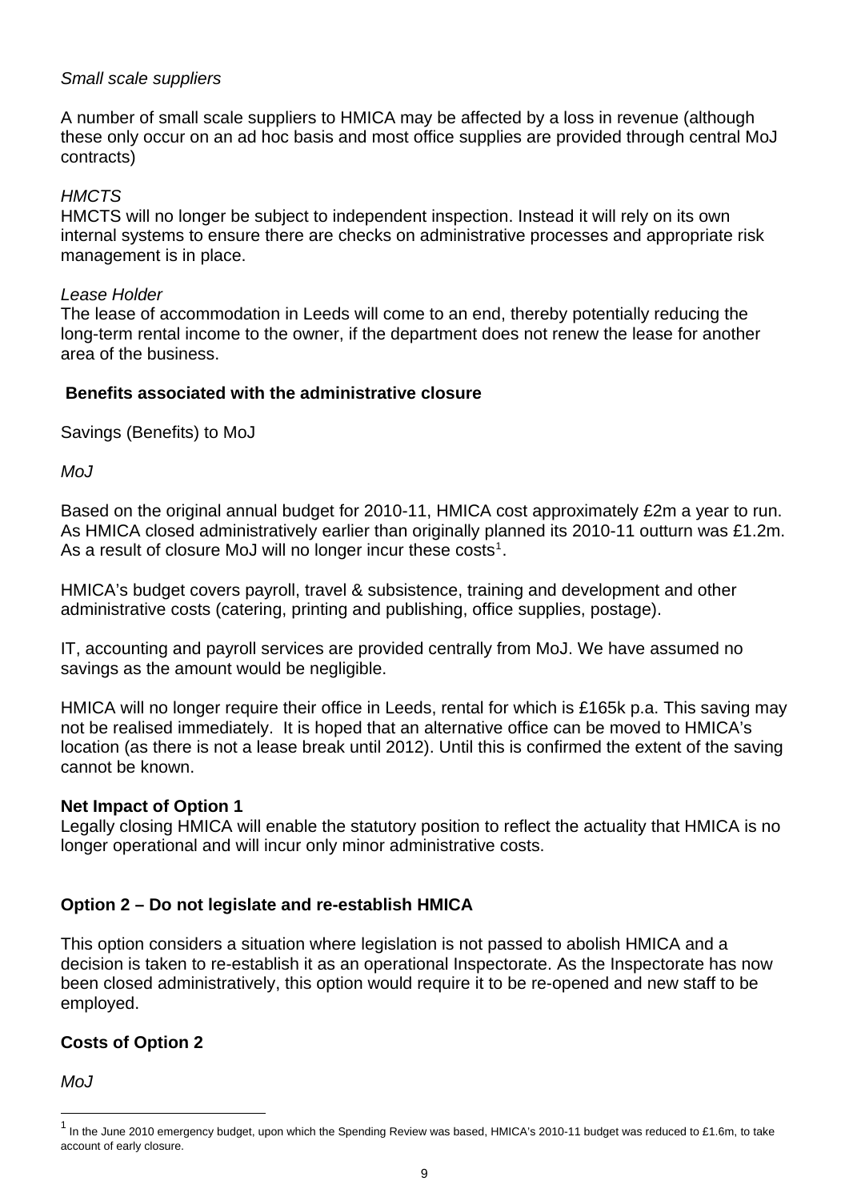*Small scale suppliers*

A number of small scale suppliers to HMICA may be affected by a loss in revenue (although these only occur on an ad hoc basis and most office supplies are provided through central MoJ contracts)

*HMCTS*

HMCTS will no longer be subject to independent inspection. Instead it will rely on its own internal systems to ensure there are checks on administrative processes and appropriate risk management is in place.

*Lease Holder*

The lease of accommodation in Leeds will come to an end, thereby potentially reducing the long-term rental income to the owner, if the department does not renew the lease for another area of the business.

**Benefits associated with the administrative closure**

Savings (Benefits) to MoJ

*MoJ*

Based on the original annual budget for 2010-11, HMICA cost approximately £2m a year to run. As HMICA closed administratively earlier than originally planned its 2010-11 outturn was £1.2m. As a result of closure MoJ will no longer incur these costs[1].

HMICA's budget covers payroll, travel & subsistence, training and development and other administrative costs (catering, printing and publishing, office supplies, postage).

IT, accounting and payroll services are provided centrally from MoJ. We have assumed no savings as the amount would be negligible.

HMICA will no longer require their office in Leeds, rental for which is £165k p.a. This saving may not be realised immediately. It is hoped that an alternative office can be moved to HMICA's location (as there is not a lease break until 2012). Until this is confirmed the extent of the saving cannot be known.

**Net Impact of Option 1**

Legally closing HMICA will enable the statutory position to reflect the actuality that HMICA is no longer operational and will incur only minor administrative costs.

**Option 2 – Do not legislate and re-establish HMICA**

This option considers a situation where legislation is not passed to abolish HMICA and a decision is taken to re-establish it as an operational Inspectorate. As the Inspectorate has now been closed administratively, this option would require it to be re-opened and new staff to be employed.

**Costs of Option 2**

*MoJ*

[1] In the June 2010 emergency budget, upon which the Spending Review was based, HMICA's 2010-11 budget was reduced to £1.6m, to take account of early closure.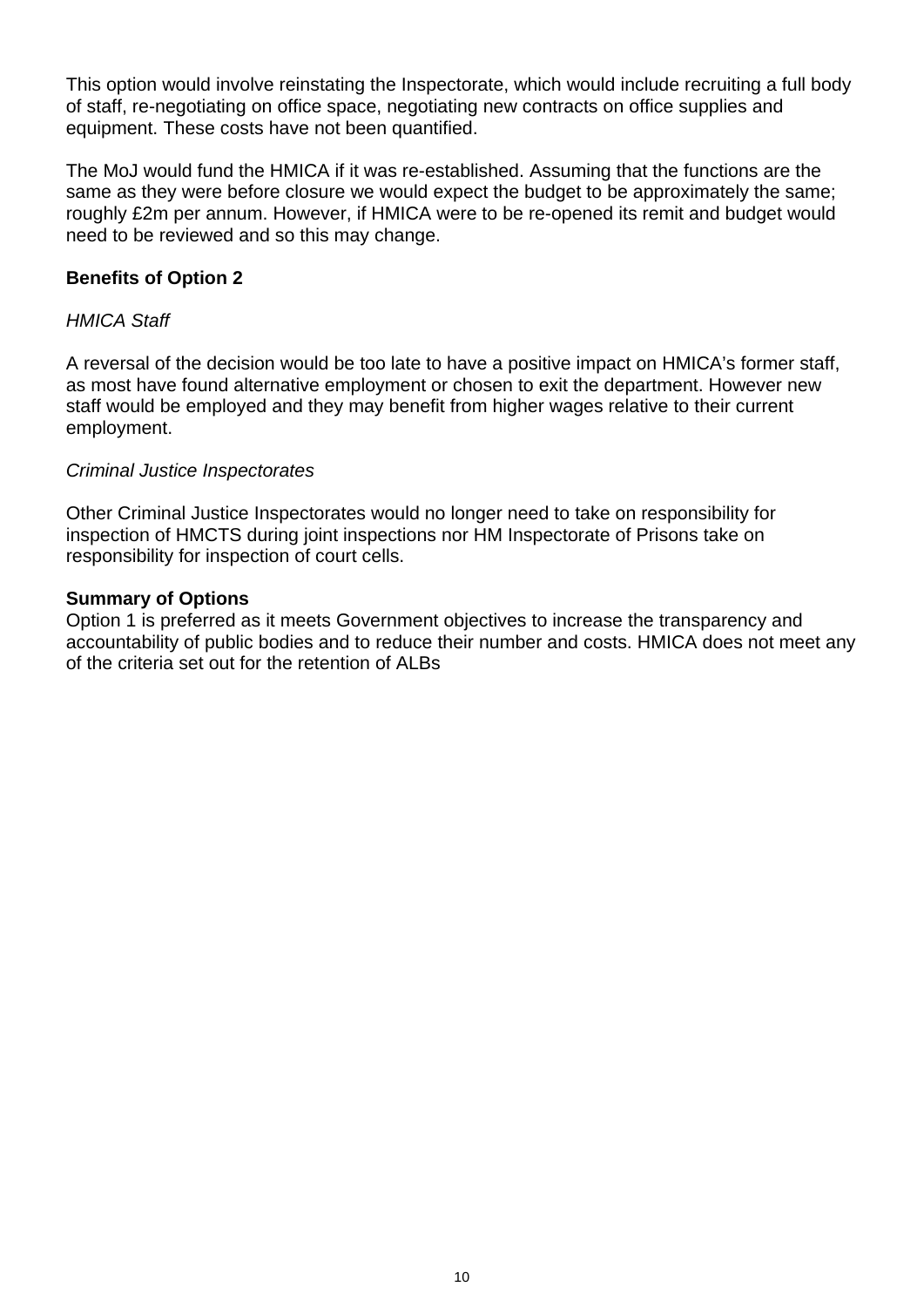This option would involve reinstating the Inspectorate, which would include recruiting a full body of staff, re-negotiating on office space, negotiating new contracts on office supplies and equipment. These costs have not been quantified.

The MoJ would fund the HMICA if it was re-established. Assuming that the functions are the same as they were before closure we would expect the budget to be approximately the same; roughly £2m per annum. However, if HMICA were to be re-opened its remit and budget would need to be reviewed and so this may change.

**Benefits of Option 2**

*HMICA Staff*

A reversal of the decision would be too late to have a positive impact on HMICA's former staff, as most have found alternative employment or chosen to exit the department. However new staff would be employed and they may benefit from higher wages relative to their current employment.

*Criminal Justice Inspectorates*

Other Criminal Justice Inspectorates would no longer need to take on responsibility for inspection of HMCTS during joint inspections nor HM Inspectorate of Prisons take on responsibility for inspection of court cells.

**Summary of Options**

Option 1 is preferred as it meets Government objectives to increase the transparency and accountability of public bodies and to reduce their number and costs. HMICA does not meet any of the criteria set out for the retention of ALBs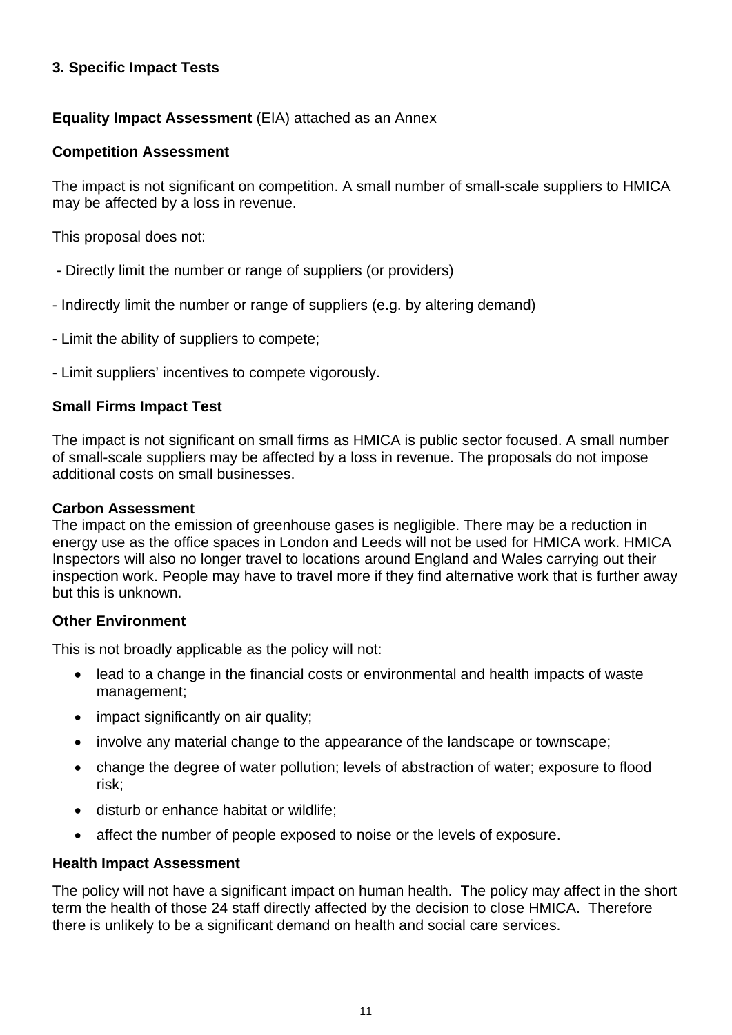## 3. Specific Impact Tests

**Equality Impact Assessment** (EIA) attached as an Annex

**Competition Assessment**

The impact is not significant on competition. A small number of small-scale suppliers to HMICA may be affected by a loss in revenue.

This proposal does not:

- Directly limit the number or range of suppliers (or providers)

- Indirectly limit the number or range of suppliers (e.g. by altering demand)

- Limit the ability of suppliers to compete;

- Limit suppliers' incentives to compete vigorously.

**Small Firms Impact Test**

The impact is not significant on small firms as HMICA is public sector focused. A small number of small-scale suppliers may be affected by a loss in revenue. The proposals do not impose additional costs on small businesses.

**Carbon Assessment**

The impact on the emission of greenhouse gases is negligible. There may be a reduction in energy use as the office spaces in London and Leeds will not be used for HMICA work. HMICA Inspectors will also no longer travel to locations around England and Wales carrying out their inspection work. People may have to travel more if they find alternative work that is further away but this is unknown.

**Other Environment**

This is not broadly applicable as the policy will not:

- lead to a change in the financial costs or environmental and health impacts of waste management;
- impact significantly on air quality;
- involve any material change to the appearance of the landscape or townscape;
- change the degree of water pollution; levels of abstraction of water; exposure to flood risk;
- disturb or enhance habitat or wildlife;
- affect the number of people exposed to noise or the levels of exposure.

**Health Impact Assessment**

The policy will not have a significant impact on human health. The policy may affect in the short term the health of those 24 staff directly affected by the decision to close HMICA. Therefore there is unlikely to be a significant demand on health and social care services.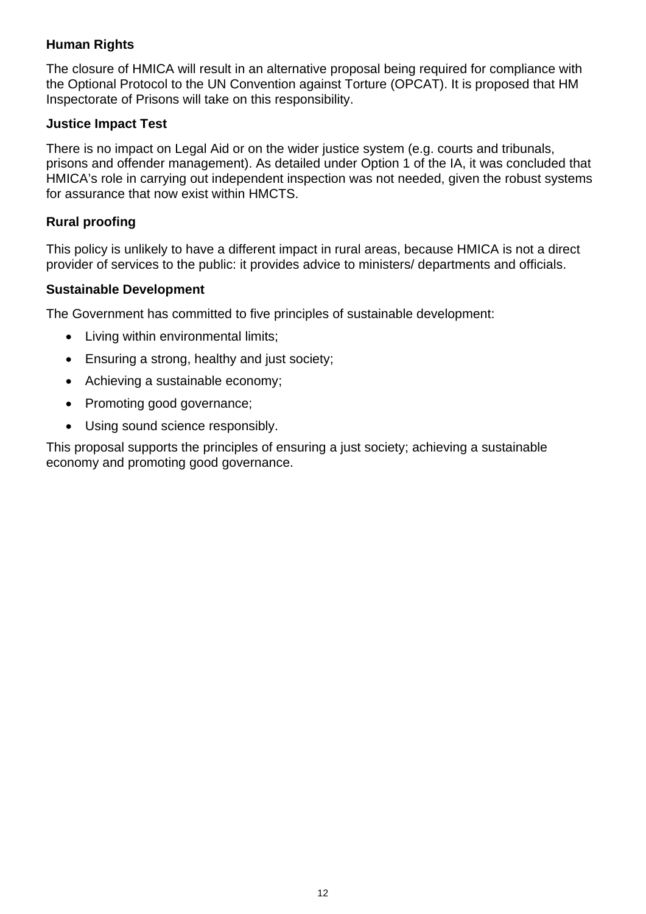**Human Rights**

The closure of HMICA will result in an alternative proposal being required for compliance with the Optional Protocol to the UN Convention against Torture (OPCAT). It is proposed that HM Inspectorate of Prisons will take on this responsibility.

**Justice Impact Test**

There is no impact on Legal Aid or on the wider justice system (e.g. courts and tribunals, prisons and offender management). As detailed under Option 1 of the IA, it was concluded that HMICA's role in carrying out independent inspection was not needed, given the robust systems for assurance that now exist within HMCTS.

**Rural proofing**

This policy is unlikely to have a different impact in rural areas, because HMICA is not a direct provider of services to the public: it provides advice to ministers/ departments and officials.

**Sustainable Development**

The Government has committed to five principles of sustainable development:

- Living within environmental limits;
- Ensuring a strong, healthy and just society;
- Achieving a sustainable economy;
- Promoting good governance;
- Using sound science responsibly.

This proposal supports the principles of ensuring a just society; achieving a sustainable economy and promoting good governance.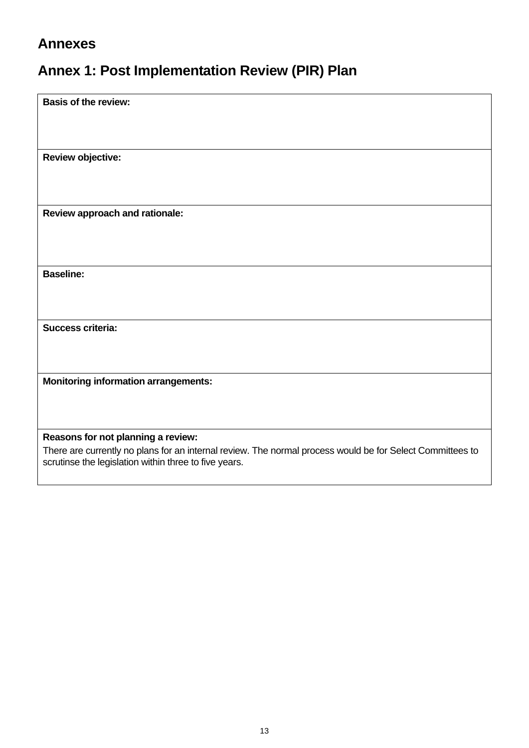# Annexes

## Annex 1: Post Implementation Review (PIR) Plan

| **Basis of the review:** |
|---|
| **Review objective:** |
| **Review approach and rationale:** |
| **Baseline:** |
| **Success criteria:** |
| **Monitoring information arrangements:** |
| **Reasons for not planning a review:** There are currently no plans for an internal review. The normal process would be for Select Committees to scrutinse the legislation within three to five years. |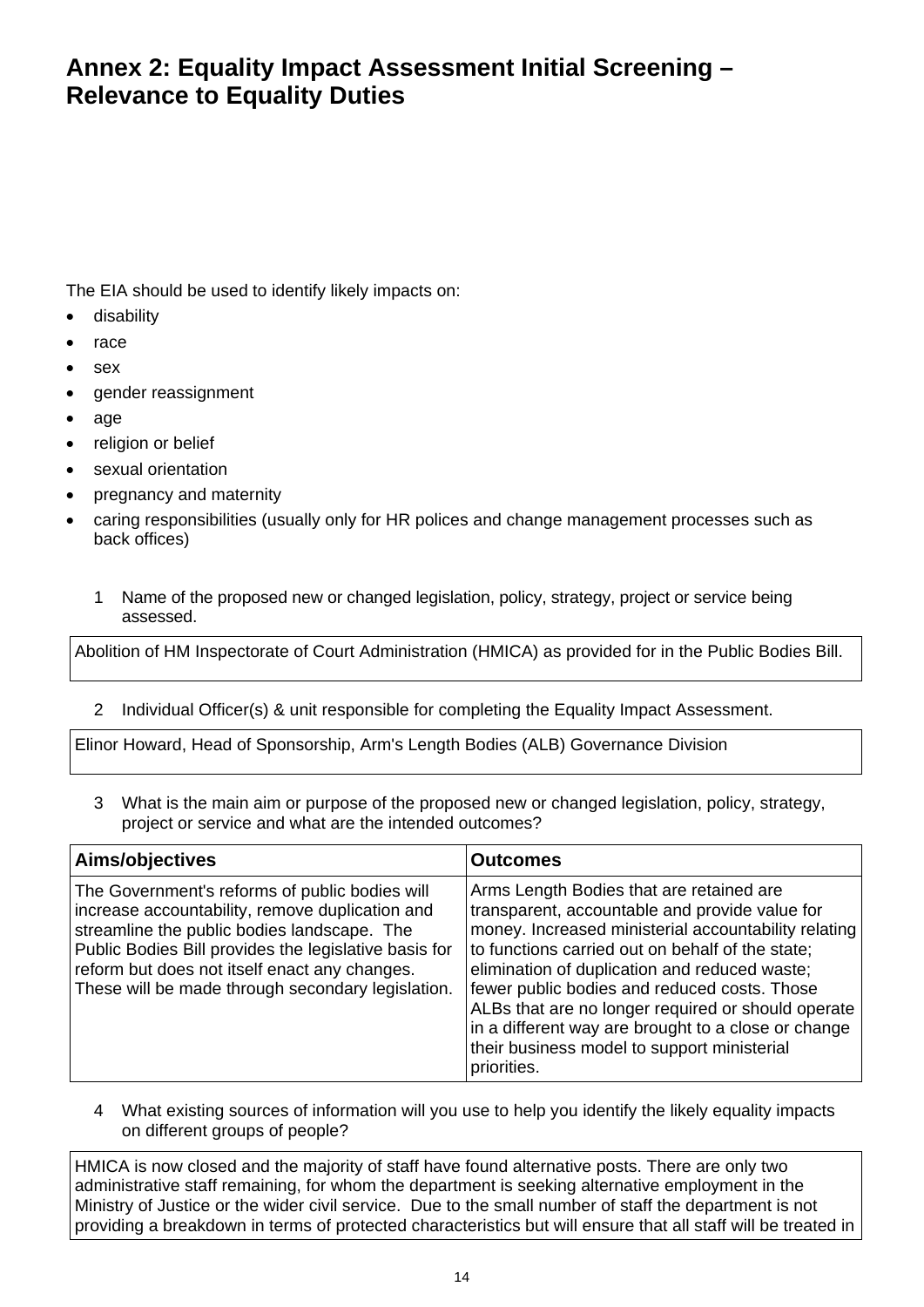# Annex 2: Equality Impact Assessment Initial Screening – Relevance to Equality Duties

The EIA should be used to identify likely impacts on:

- disability
- race
- sex
- gender reassignment
- age
- religion or belief
- sexual orientation
- pregnancy and maternity
- caring responsibilities (usually only for HR polices and change management processes such as back offices)

1 Name of the proposed new or changed legislation, policy, strategy, project or service being assessed.

| Abolition of HM Inspectorate of Court Administration (HMICA) as provided for in the Public Bodies Bill. |
|---|

2 Individual Officer(s) & unit responsible for completing the Equality Impact Assessment.

| Elinor Howard, Head of Sponsorship, Arm's Length Bodies (ALB) Governance Division |
|---|

3 What is the main aim or purpose of the proposed new or changed legislation, policy, strategy, project or service and what are the intended outcomes?

| Aims/objectives | Outcomes |
|---|---|
| The Government's reforms of public bodies will increase accountability, remove duplication and streamline the public bodies landscape. The Public Bodies Bill provides the legislative basis for reform but does not itself enact any changes. These will be made through secondary legislation. | Arms Length Bodies that are retained are transparent, accountable and provide value for money. Increased ministerial accountability relating to functions carried out on behalf of the state; elimination of duplication and reduced waste; fewer public bodies and reduced costs. Those ALBs that are no longer required or should operate in a different way are brought to a close or change their business model to support ministerial priorities. |

4 What existing sources of information will you use to help you identify the likely equality impacts on different groups of people?

| HMICA is now closed and the majority of staff have found alternative posts. There are only two administrative staff remaining, for whom the department is seeking alternative employment in the Ministry of Justice or the wider civil service. Due to the small number of staff the department is not providing a breakdown in terms of protected characteristics but will ensure that all staff will be treated in |
|---|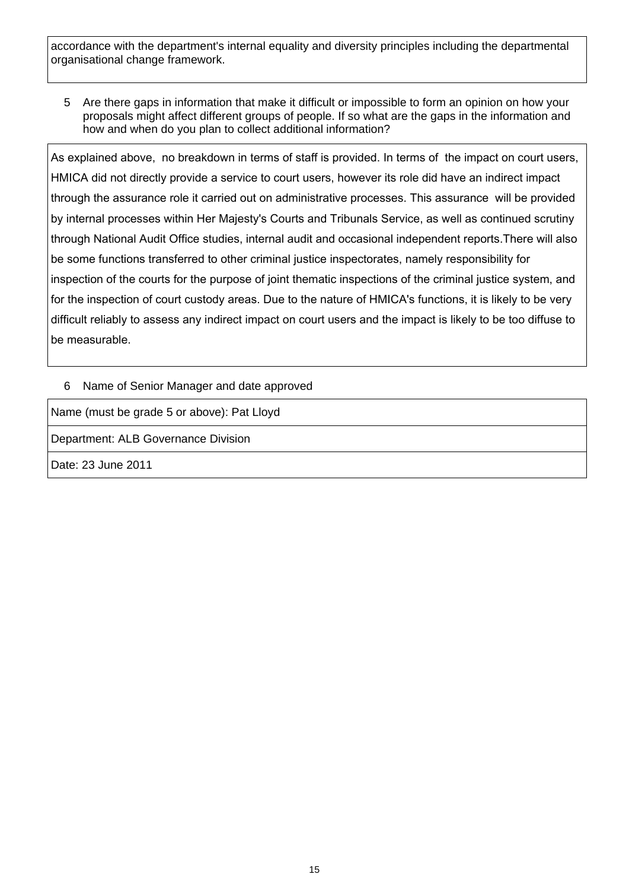accordance with the department's internal equality and diversity principles including the departmental organisational change framework.

5 Are there gaps in information that make it difficult or impossible to form an opinion on how your proposals might affect different groups of people. If so what are the gaps in the information and how and when do you plan to collect additional information?

As explained above, no breakdown in terms of staff is provided. In terms of the impact on court users, HMICA did not directly provide a service to court users, however its role did have an indirect impact through the assurance role it carried out on administrative processes. This assurance will be provided by internal processes within Her Majesty's Courts and Tribunals Service, as well as continued scrutiny through National Audit Office studies, internal audit and occasional independent reports.There will also be some functions transferred to other criminal justice inspectorates, namely responsibility for inspection of the courts for the purpose of joint thematic inspections of the criminal justice system, and for the inspection of court custody areas. Due to the nature of HMICA's functions, it is likely to be very difficult reliably to assess any indirect impact on court users and the impact is likely to be too diffuse to be measurable.

6 Name of Senior Manager and date approved

Name (must be grade 5 or above): Pat Lloyd

Department: ALB Governance Division

Date: 23 June 2011